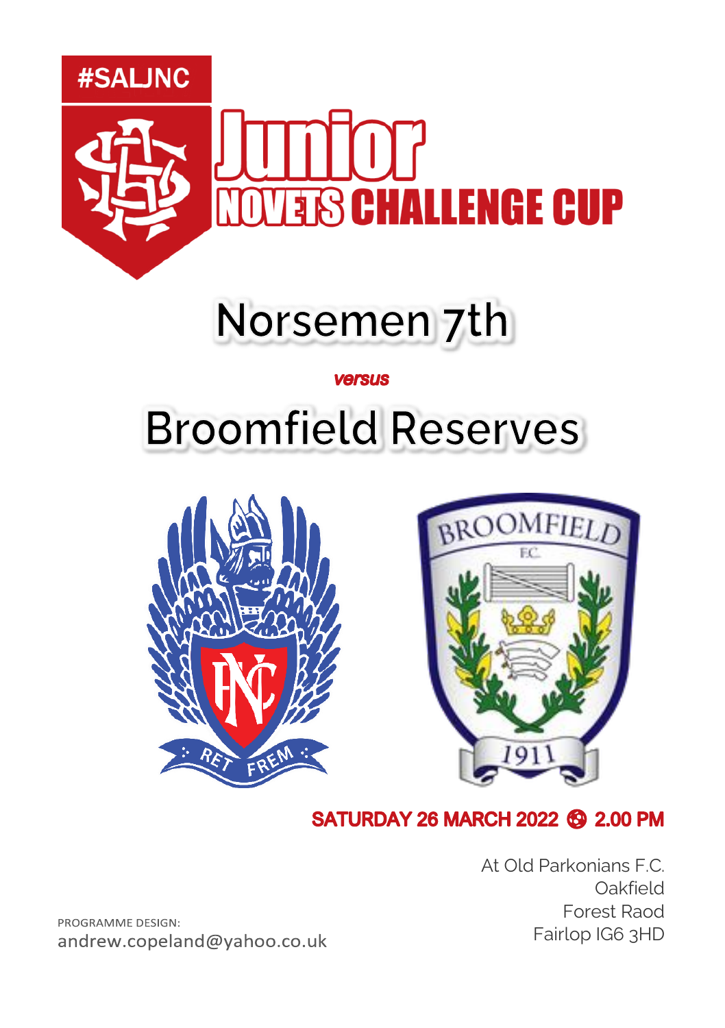#SALJNC

# Junior
## NOVETS CHALLENGE CUP

# Norsemen 7th

***versus***

# Broomfield Reserves

**SATURDAY 26 MARCH 2022 ⚽ 2.00 PM**

At Old Parkonians F.C.
Oakfield
Forest Raod
Fairlop IG6 3HD

PROGRAMME DESIGN:
andrew.copeland@yahoo.co.uk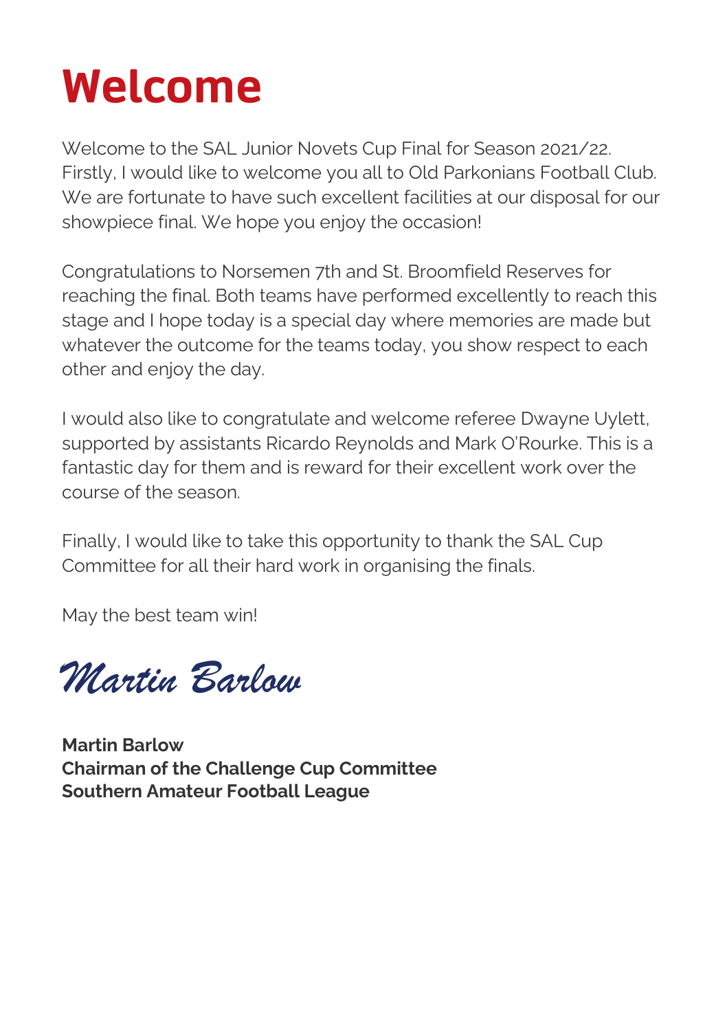# Welcome

Welcome to the SAL Junior Novets Cup Final for Season 2021/22. Firstly, I would like to welcome you all to Old Parkonians Football Club. We are fortunate to have such excellent facilities at our disposal for our showpiece final. We hope you enjoy the occasion!

Congratulations to Norsemen 7th and St. Broomfield Reserves for reaching the final. Both teams have performed excellently to reach this stage and I hope today is a special day where memories are made but whatever the outcome for the teams today, you show respect to each other and enjoy the day.

I would also like to congratulate and welcome referee Dwayne Uylett, supported by assistants Ricardo Reynolds and Mark O'Rourke. This is a fantastic day for them and is reward for their excellent work over the course of the season.

Finally, I would like to take this opportunity to thank the SAL Cup Committee for all their hard work in organising the finals.

May the best team win!

*Martin Barlow*

**Martin Barlow**
**Chairman of the Challenge Cup Committee**
**Southern Amateur Football League**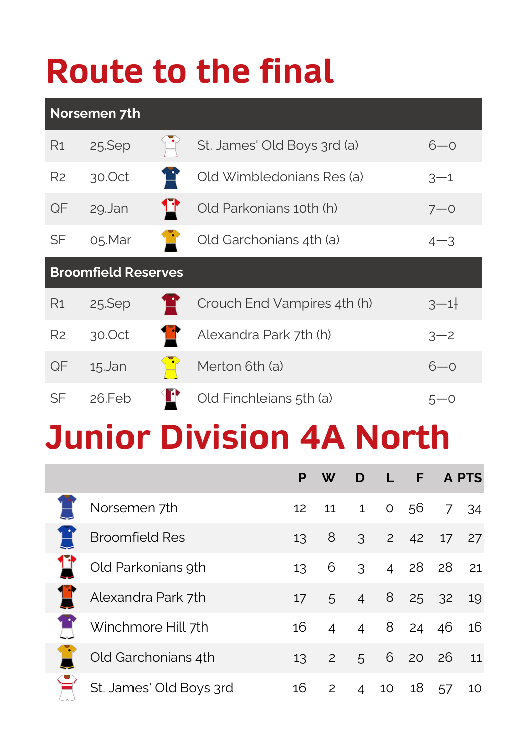# Route to the final

| Norsemen 7th | | | |
|---|---|---|---|
| R1 | 25.Sep | St. James' Old Boys 3rd (a) | 6—0 |
| R2 | 30.Oct | Old Wimbledonians Res (a) | 3—1 |
| QF | 29.Jan | Old Parkonians 10th (h) | 7—0 |
| SF | 05.Mar | Old Garchonians 4th (a) | 4—3 |

| Broomfield Reserves | | | |
|---|---|---|---|
| R1 | 25.Sep | Crouch End Vampires 4th (h) | 3—1ǂ |
| R2 | 30.Oct | Alexandra Park 7th (h) | 3—2 |
| QF | 15.Jan | Merton 6th (a) | 6—0 |
| SF | 26.Feb | Old Finchleians 5th (a) | 5—0 |

# Junior Division 4A North

| | P | W | D | L | F | A | PTS |
|---|---|---|---|---|---|---|---|
| Norsemen 7th | 12 | 11 | 1 | 0 | 56 | 7 | 34 |
| Broomfield Res | 13 | 8 | 3 | 2 | 42 | 17 | 27 |
| Old Parkonians 9th | 13 | 6 | 3 | 4 | 28 | 28 | 21 |
| Alexandra Park 7th | 17 | 5 | 4 | 8 | 25 | 32 | 19 |
| Winchmore Hill 7th | 16 | 4 | 4 | 8 | 24 | 46 | 16 |
| Old Garchonians 4th | 13 | 2 | 5 | 6 | 20 | 26 | 11 |
| St. James' Old Boys 3rd | 16 | 2 | 4 | 10 | 18 | 57 | 10 |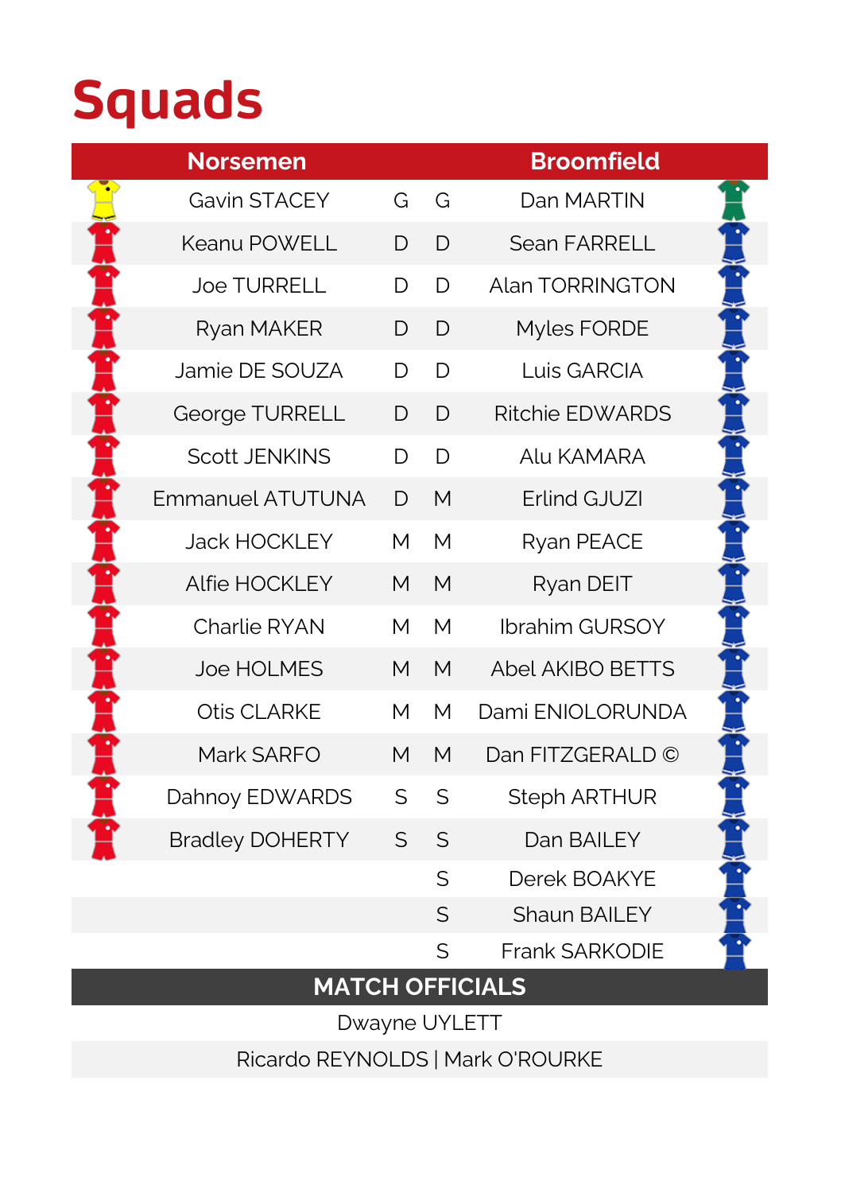# Squads

| Norsemen | | | Broomfield |
|---|---|---|---|
| Gavin STACEY | G | G | Dan MARTIN |
| Keanu POWELL | D | D | Sean FARRELL |
| Joe TURRELL | D | D | Alan TORRINGTON |
| Ryan MAKER | D | D | Myles FORDE |
| Jamie DE SOUZA | D | D | Luis GARCIA |
| George TURRELL | D | D | Ritchie EDWARDS |
| Scott JENKINS | D | D | Alu KAMARA |
| Emmanuel ATUTUNA | D | M | Erlind GJUZI |
| Jack HOCKLEY | M | M | Ryan PEACE |
| Alfie HOCKLEY | M | M | Ryan DEIT |
| Charlie RYAN | M | M | Ibrahim GURSOY |
| Joe HOLMES | M | M | Abel AKIBO BETTS |
| Otis CLARKE | M | M | Dami ENIOLORUNDA |
| Mark SARFO | M | M | Dan FITZGERALD © |
| Dahnoy EDWARDS | S | S | Steph ARTHUR |
| Bradley DOHERTY | S | S | Dan BAILEY |
| | | S | Derek BOAKYE |
| | | S | Shaun BAILEY |
| | | S | Frank SARKODIE |

## MATCH OFFICIALS

Dwayne UYLETT

Ricardo REYNOLDS | Mark O'ROURKE